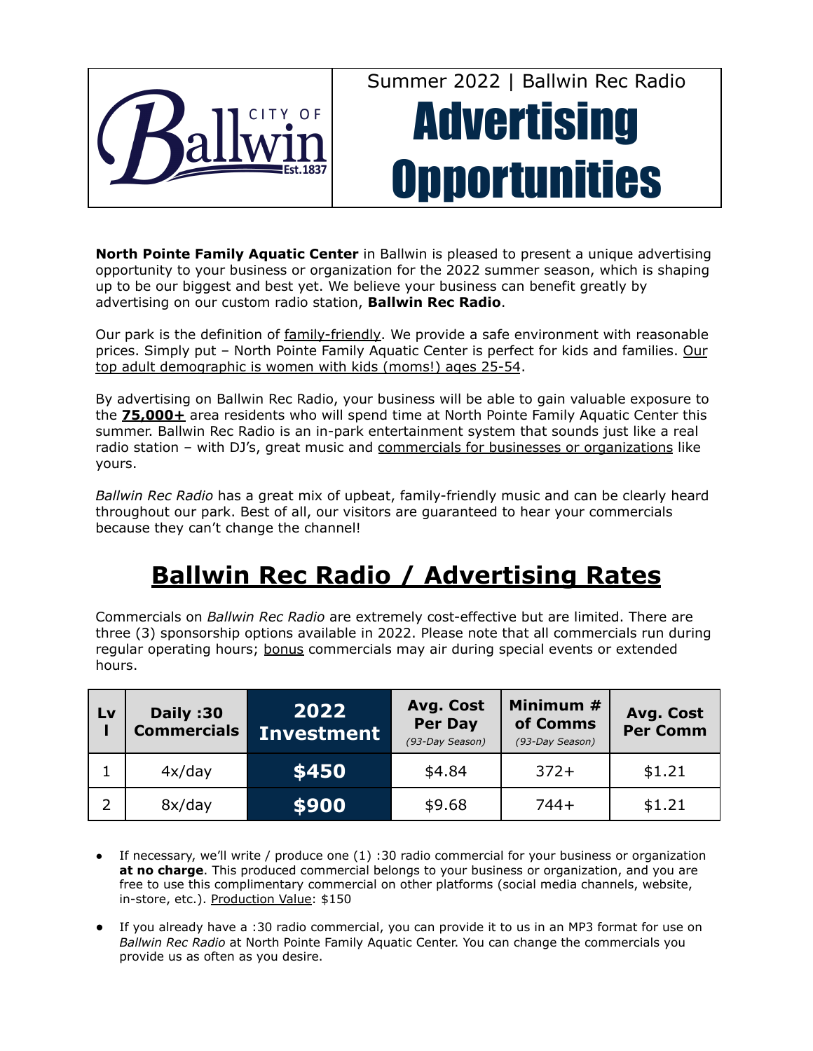CITY OF Ballwin Est.1837

Summer 2022 | Ballwin Rec Radio

# Advertising Opportunities

**North Pointe Family Aquatic Center** in Ballwin is pleased to present a unique advertising opportunity to your business or organization for the 2022 summer season, which is shaping up to be our biggest and best yet. We believe your business can benefit greatly by advertising on our custom radio station, **Ballwin Rec Radio**.

Our park is the definition of family-friendly. We provide a safe environment with reasonable prices. Simply put – North Pointe Family Aquatic Center is perfect for kids and families. Our top adult demographic is women with kids (moms!) ages 25-54.

By advertising on Ballwin Rec Radio, your business will be able to gain valuable exposure to the **75,000+** area residents who will spend time at North Pointe Family Aquatic Center this summer. Ballwin Rec Radio is an in-park entertainment system that sounds just like a real radio station – with DJ's, great music and commercials for businesses or organizations like yours.

*Ballwin Rec Radio* has a great mix of upbeat, family-friendly music and can be clearly heard throughout our park. Best of all, our visitors are guaranteed to hear your commercials because they can't change the channel!

## Ballwin Rec Radio / Advertising Rates

Commercials on *Ballwin Rec Radio* are extremely cost-effective but are limited. There are three (3) sponsorship options available in 2022. Please note that all commercials run during regular operating hours; bonus commercials may air during special events or extended hours.

| Lvl | Daily :30 Commercials | 2022 Investment | Avg. Cost Per Day *(93-Day Season)* | Minimum # of Comms *(93-Day Season)* | Avg. Cost Per Comm |
|---|---|---|---|---|---|
| 1 | 4x/day | **$450** | $4.84 | 372+ | $1.21 |
| 2 | 8x/day | **$900** | $9.68 | 744+ | $1.21 |

- If necessary, we'll write / produce one (1) :30 radio commercial for your business or organization **at no charge**. This produced commercial belongs to your business or organization, and you are free to use this complimentary commercial on other platforms (social media channels, website, in-store, etc.). Production Value: $150
- If you already have a :30 radio commercial, you can provide it to us in an MP3 format for use on *Ballwin Rec Radio* at North Pointe Family Aquatic Center. You can change the commercials you provide us as often as you desire.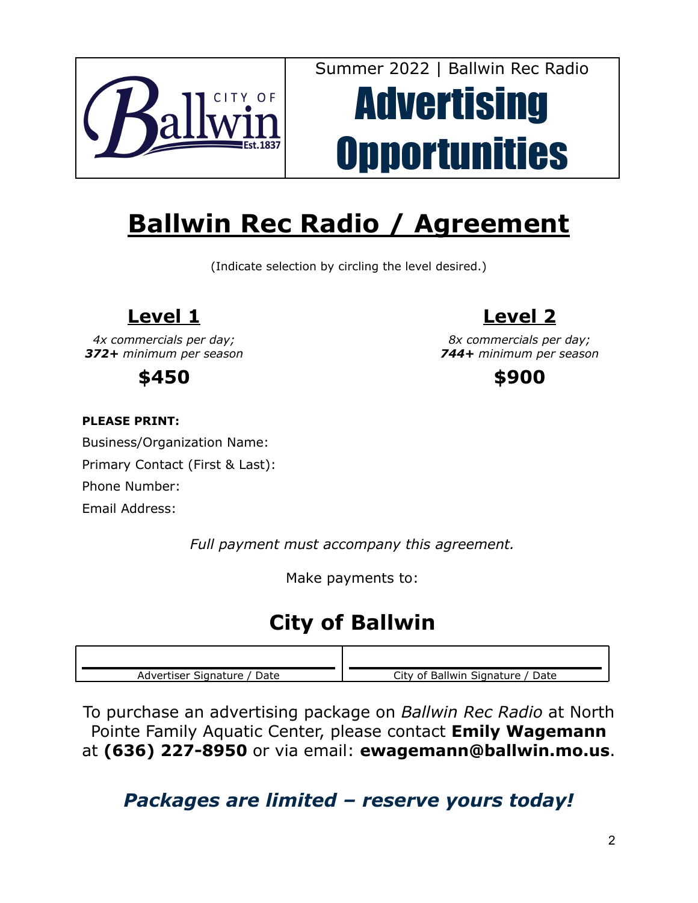CITY OF Ballwin Est.1837

Summer 2022 | Ballwin Rec Radio

# Advertising Opportunities

## Ballwin Rec Radio / Agreement

(Indicate selection by circling the level desired.)

### Level 1

*4x commercials per day;*
***372+** minimum per season*

**$450**

### Level 2

*8x commercials per day;*
***744+** minimum per season*

**$900**

**PLEASE PRINT:**

Business/Organization Name:

Primary Contact (First & Last):

Phone Number:

Email Address:

*Full payment must accompany this agreement.*

Make payments to:

## City of Ballwin

| | |
|---|---|
| Advertiser Signature / Date | City of Ballwin Signature / Date |

To purchase an advertising package on *Ballwin Rec Radio* at North Pointe Family Aquatic Center, please contact **Emily Wagemann** at **(636) 227-8950** or via email: **ewagemann@ballwin.mo.us**.

***Packages are limited – reserve yours today!***